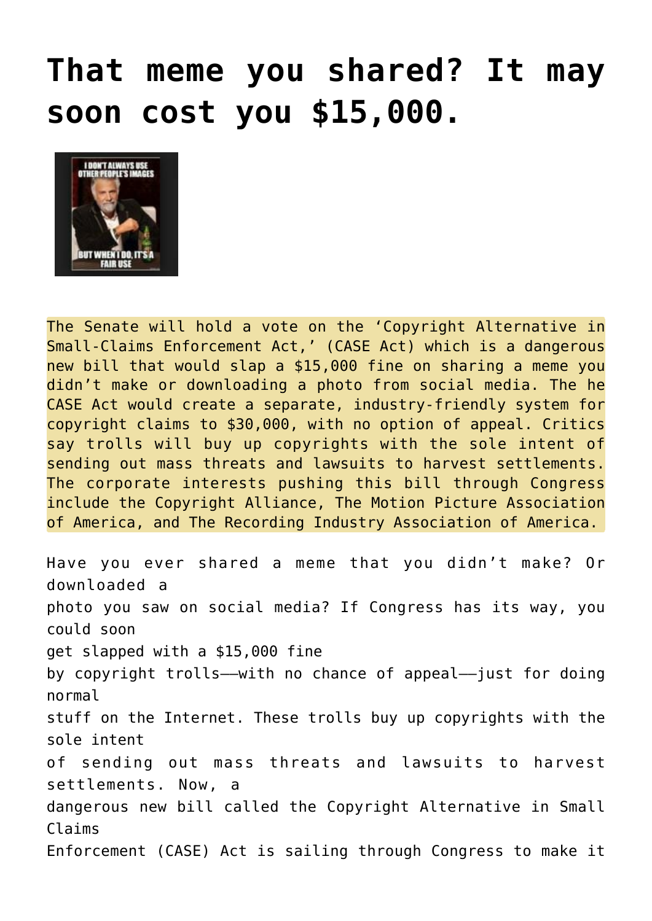# That meme you shared? It may soon cost you $15,000.

The Senate will hold a vote on the 'Copyright Alternative in Small-Claims Enforcement Act,' (CASE Act) which is a dangerous new bill that would slap a $15,000 fine on sharing a meme you didn't make or downloading a photo from social media. The he CASE Act would create a separate, industry-friendly system for copyright claims to $30,000, with no option of appeal. Critics say trolls will buy up copyrights with the sole intent of sending out mass threats and lawsuits to harvest settlements. The corporate interests pushing this bill through Congress include the Copyright Alliance, The Motion Picture Association of America, and The Recording Industry Association of America.

Have you ever shared a meme that you didn't make? Or downloaded a photo you saw on social media? If Congress has its way, you could soon get slapped with a $15,000 fine by copyright trolls——with no chance of appeal——just for doing normal stuff on the Internet. These trolls buy up copyrights with the sole intent of sending out mass threats and lawsuits to harvest settlements. Now, a dangerous new bill called the Copyright Alternative in Small Claims Enforcement (CASE) Act is sailing through Congress to make it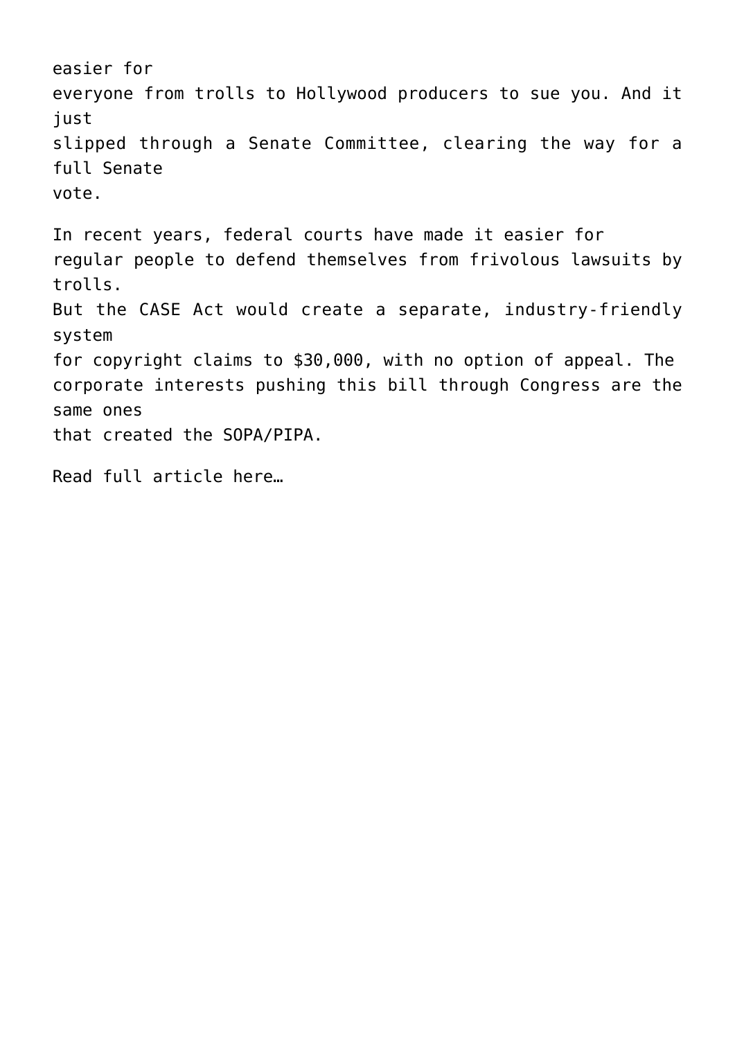easier for everyone from trolls to Hollywood producers to sue you. And it just slipped through a Senate Committee, clearing the way for a full Senate vote.

In recent years, federal courts have made it easier for regular people to defend themselves from frivolous lawsuits by trolls. But the CASE Act would create a separate, industry-friendly system for copyright claims to $30,000, with no option of appeal. The corporate interests pushing this bill through Congress are the same ones that created the SOPA/PIPA.

Read full article here…